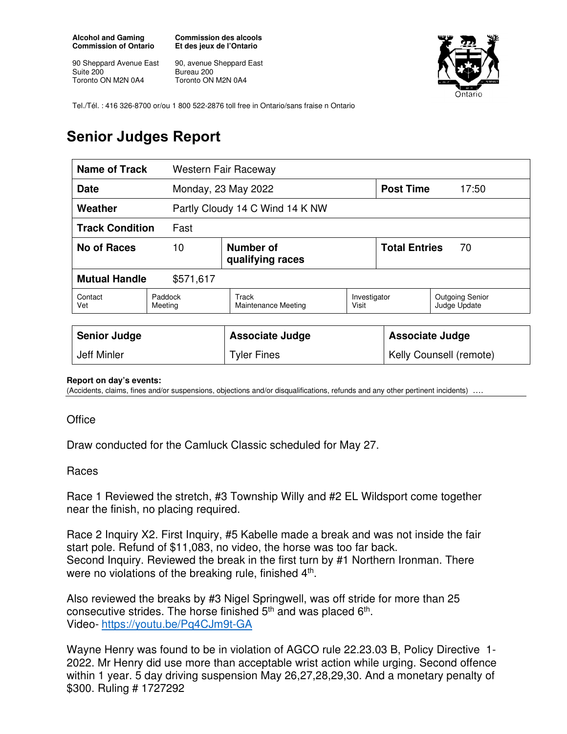**Alcohol and Gaming Commission of Ontario**

90 Sheppard Avenue East
Suite 200
Toronto ON M2N 0A4

**Commission des alcools Et des jeux de l'Ontario**

90, avenue Sheppard East
Bureau 200
Toronto ON M2N 0A4

Tel./Tél. : 416 326-8700 or/ou 1 800 522-2876 toll free in Ontario/sans fraise n Ontario

# Senior Judges Report

| **Name of Track** | Western Fair Raceway | | | | |
|---|---|---|---|---|---|
| **Date** | Monday, 23 May 2022 | | | **Post Time** | 17:50 |
| **Weather** | Partly Cloudy 14 C Wind 14 K NW | | | | |
| **Track Condition** | Fast | | | | |
| **No of Races** | 10 | **Number of qualifying races** | | **Total Entries** | 70 |
| **Mutual Handle** | $571,617 | | | | |
| Contact Vet | Paddock Meeting | Track Maintenance Meeting | Investigator Visit | Outgoing Senior Judge Update | |

| **Senior Judge** | **Associate Judge** | **Associate Judge** |
|---|---|---|
| Jeff Minler | Tyler Fines | Kelly Counsell (remote) |

**Report on day's events:**
(Accidents, claims, fines and/or suspensions, objections and/or disqualifications, refunds and any other pertinent incidents) ….

Office

Draw conducted for the Camluck Classic scheduled for May 27.

Races

Race 1 Reviewed the stretch, #3 Township Willy and #2 EL Wildsport come together near the finish, no placing required.

Race 2 Inquiry X2. First Inquiry, #5 Kabelle made a break and was not inside the fair start pole. Refund of $11,083, no video, the horse was too far back.
Second Inquiry. Reviewed the break in the first turn by #1 Northern Ironman. There were no violations of the breaking rule, finished 4th.

Also reviewed the breaks by #3 Nigel Springwell, was off stride for more than 25 consecutive strides. The horse finished 5th and was placed 6th.
Video- https://youtu.be/Pq4CJm9t-GA

Wayne Henry was found to be in violation of AGCO rule 22.23.03 B, Policy Directive 1-2022. Mr Henry did use more than acceptable wrist action while urging. Second offence within 1 year. 5 day driving suspension May 26,27,28,29,30. And a monetary penalty of $300. Ruling # 1727292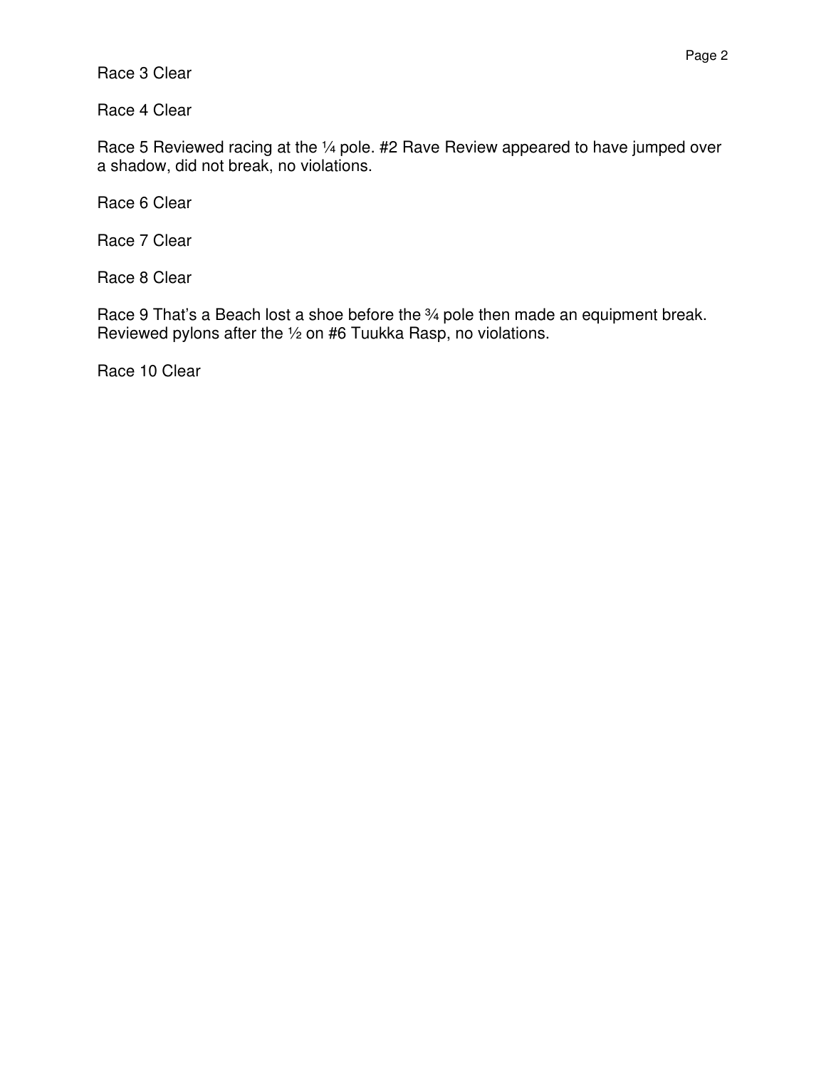Race 3 Clear

Race 4 Clear

Race 5 Reviewed racing at the ¼ pole. #2 Rave Review appeared to have jumped over a shadow, did not break, no violations.

Race 6 Clear

Race 7 Clear

Race 8 Clear

Race 9 That's a Beach lost a shoe before the ¾ pole then made an equipment break. Reviewed pylons after the ½ on #6 Tuukka Rasp, no violations.

Race 10 Clear